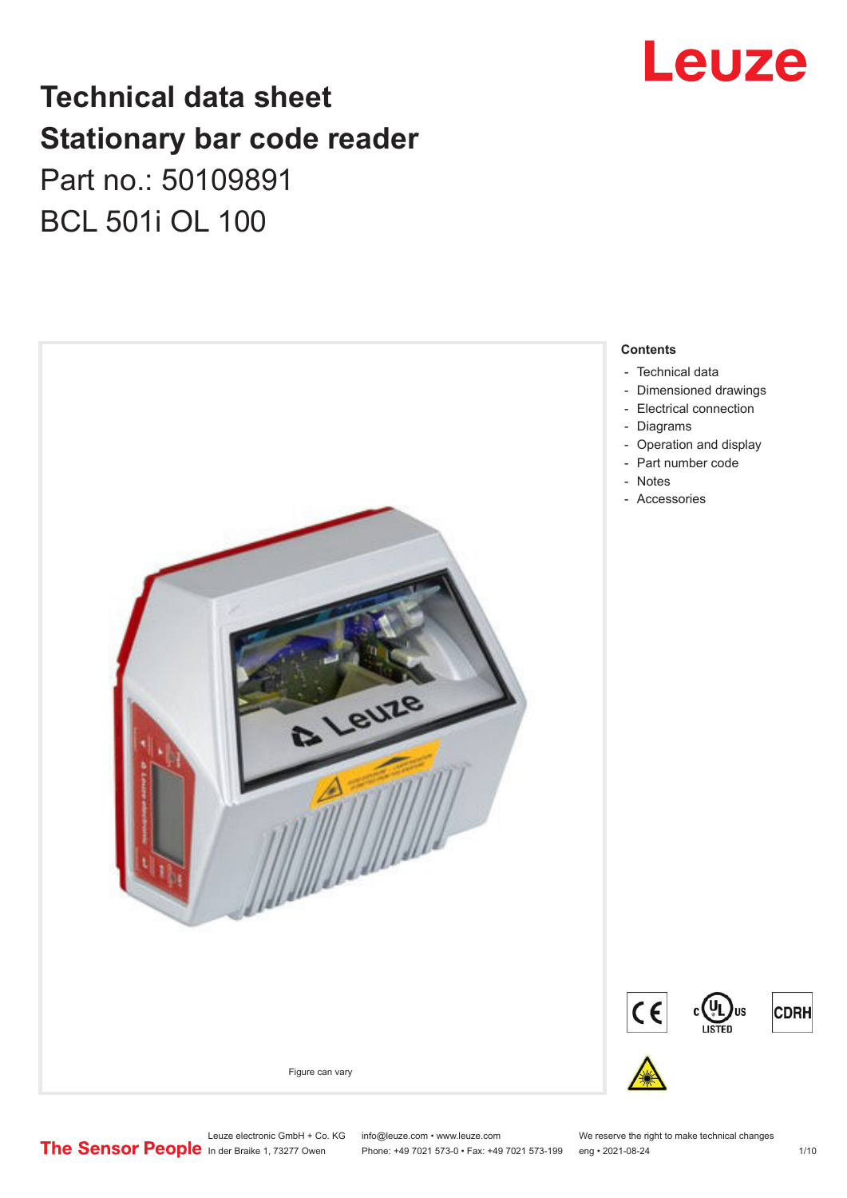# Technical data sheet
# Stationary bar code reader

Part no.: 50109891

BCL 501i OL 100

Figure can vary

**Contents**

- Technical data
- Dimensioned drawings
- Electrical connection
- Diagrams
- Operation and display
- Part number code
- Notes
- Accessories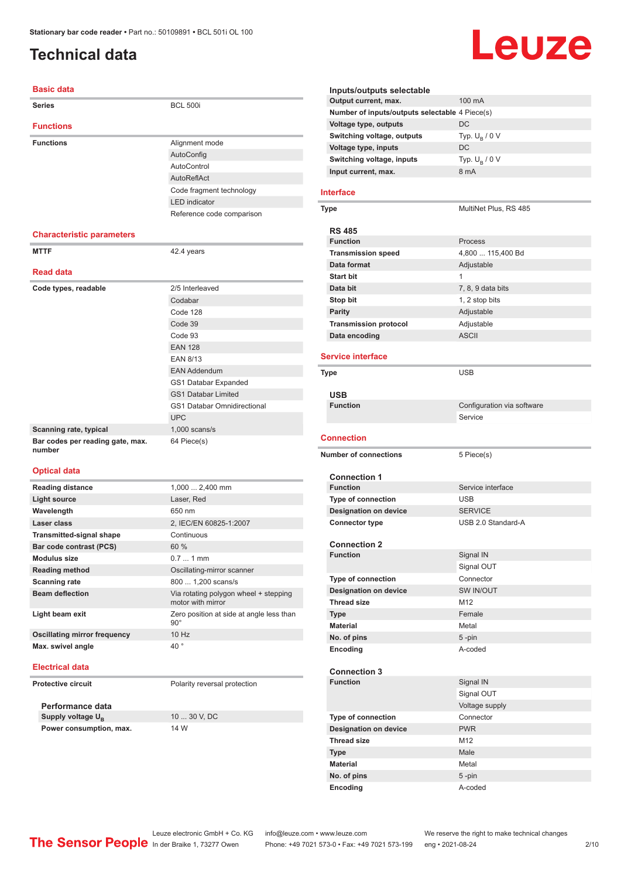# Technical data

## Basic data

| | |
|---|---|
| **Series** | BCL 500i |

## Functions

| | |
|---|---|
| **Functions** | Alignment mode |
| | AutoConfig |
| | AutoControl |
| | AutoReflAct |
| | Code fragment technology |
| | LED indicator |
| | Reference code comparison |

## Characteristic parameters

| | |
|---|---|
| **MTTF** | 42.4 years |

## Read data

| | |
|---|---|
| **Code types, readable** | 2/5 Interleaved |
| | Codabar |
| | Code 128 |
| | Code 39 |
| | Code 93 |
| | EAN 128 |
| | EAN 8/13 |
| | EAN Addendum |
| | GS1 Databar Expanded |
| | GS1 Databar Limited |
| | GS1 Databar Omnidirectional |
| | UPC |
| **Scanning rate, typical** | 1,000 scans/s |
| **Bar codes per reading gate, max. number** | 64 Piece(s) |

## Optical data

| | |
|---|---|
| **Reading distance** | 1,000 ... 2,400 mm |
| **Light source** | Laser, Red |
| **Wavelength** | 650 nm |
| **Laser class** | 2, IEC/EN 60825-1:2007 |
| **Transmitted-signal shape** | Continuous |
| **Bar code contrast (PCS)** | 60 % |
| **Modulus size** | 0.7 ... 1 mm |
| **Reading method** | Oscillating-mirror scanner |
| **Scanning rate** | 800 ... 1,200 scans/s |
| **Beam deflection** | Via rotating polygon wheel + stepping motor with mirror |
| **Light beam exit** | Zero position at side at angle less than 90° |
| **Oscillating mirror frequency** | 10 Hz |
| **Max. swivel angle** | 40 ° |

## Electrical data

| | |
|---|---|
| **Protective circuit** | Polarity reversal protection |

### Performance data

| | |
|---|---|
| **Supply voltage $U_B$** | 10 ... 30 V, DC |
| **Power consumption, max.** | 14 W |

### Inputs/outputs selectable

| | |
|---|---|
| **Output current, max.** | 100 mA |
| **Number of inputs/outputs selectable** | 4 Piece(s) |
| **Voltage type, outputs** | DC |
| **Switching voltage, outputs** | Typ. $U_B$ / 0 V |
| **Voltage type, inputs** | DC |
| **Switching voltage, inputs** | Typ. $U_B$ / 0 V |
| **Input current, max.** | 8 mA |

## Interface

| | |
|---|---|
| **Type** | MultiNet Plus, RS 485 |

### RS 485

| | |
|---|---|
| **Function** | Process |
| **Transmission speed** | 4,800 ... 115,400 Bd |
| **Data format** | Adjustable |
| **Start bit** | 1 |
| **Data bit** | 7, 8, 9 data bits |
| **Stop bit** | 1, 2 stop bits |
| **Parity** | Adjustable |
| **Transmission protocol** | Adjustable |
| **Data encoding** | ASCII |

## Service interface

| | |
|---|---|
| **Type** | USB |

### USB

| | |
|---|---|
| **Function** | Configuration via software |
| | Service |

## Connection

| | |
|---|---|
| **Number of connections** | 5 Piece(s) |

### Connection 1

| | |
|---|---|
| **Function** | Service interface |
| **Type of connection** | USB |
| **Designation on device** | SERVICE |
| **Connector type** | USB 2.0 Standard-A |

### Connection 2

| | |
|---|---|
| **Function** | Signal IN |
| | Signal OUT |
| **Type of connection** | Connector |
| **Designation on device** | SW IN/OUT |
| **Thread size** | M12 |
| **Type** | Female |
| **Material** | Metal |
| **No. of pins** | 5 -pin |
| **Encoding** | A-coded |

### Connection 3

| | |
|---|---|
| **Function** | Signal IN |
| | Signal OUT |
| | Voltage supply |
| **Type of connection** | Connector |
| **Designation on device** | PWR |
| **Thread size** | M12 |
| **Type** | Male |
| **Material** | Metal |
| **No. of pins** | 5 -pin |
| **Encoding** | A-coded |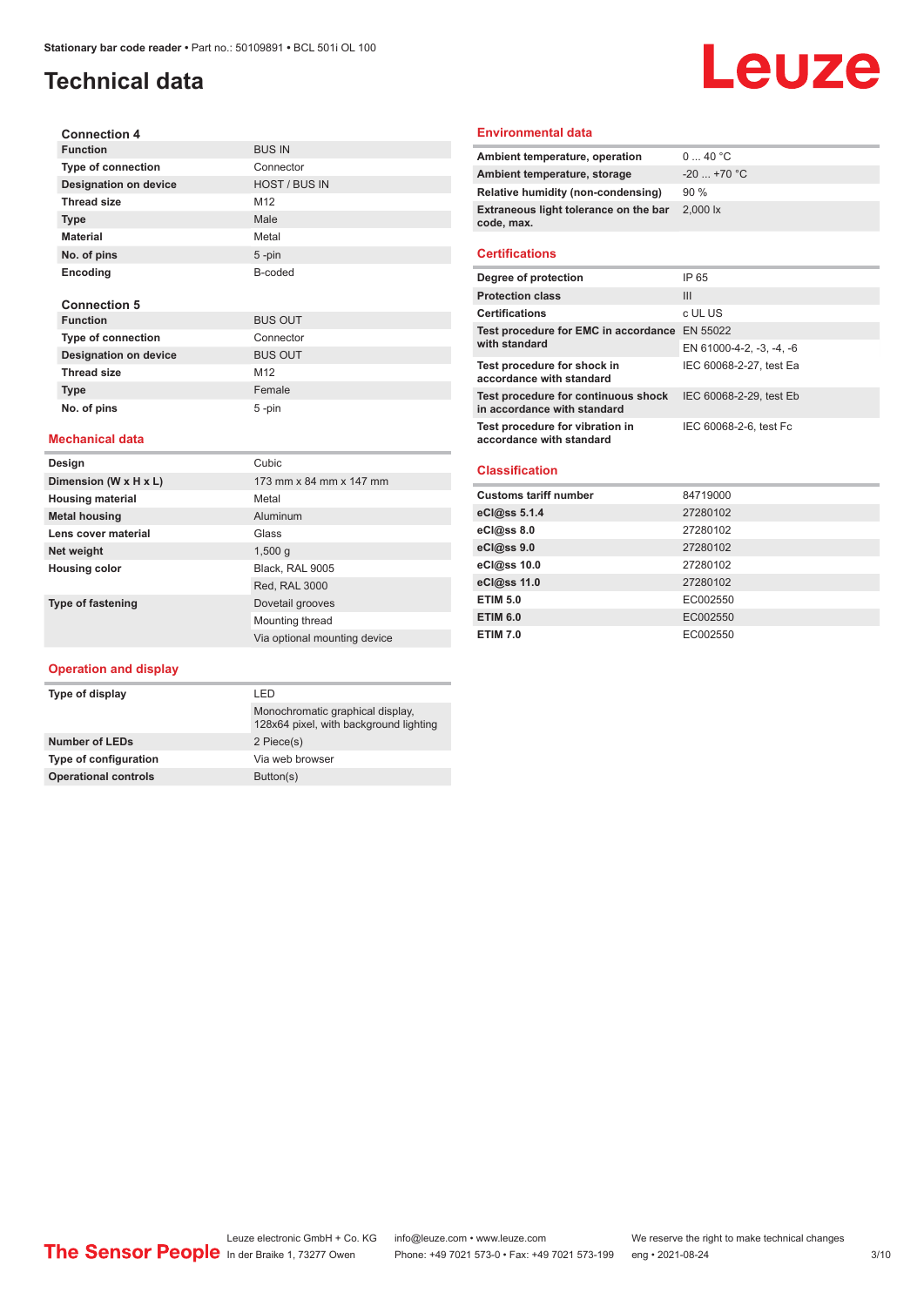# Technical data

### Connection 4

| Function | BUS IN |
|---|---|
| Type of connection | Connector |
| Designation on device | HOST / BUS IN |
| Thread size | M12 |
| Type | Male |
| Material | Metal |
| No. of pins | 5 -pin |
| Encoding | B-coded |

### Connection 5

| Function | BUS OUT |
|---|---|
| Type of connection | Connector |
| Designation on device | BUS OUT |
| Thread size | M12 |
| Type | Female |
| No. of pins | 5 -pin |

## Mechanical data

| Design | Cubic |
|---|---|
| Dimension (W x H x L) | 173 mm x 84 mm x 147 mm |
| Housing material | Metal |
| Metal housing | Aluminum |
| Lens cover material | Glass |
| Net weight | 1,500 g |
| Housing color | Black, RAL 9005 |
| | Red, RAL 3000 |
| Type of fastening | Dovetail grooves |
| | Mounting thread |
| | Via optional mounting device |

## Operation and display

| Type of display | LED |
|---|---|
| | Monochromatic graphical display, 128x64 pixel, with background lighting |
| Number of LEDs | 2 Piece(s) |
| Type of configuration | Via web browser |
| Operational controls | Button(s) |

## Environmental data

| Ambient temperature, operation | 0 ... 40 °C |
|---|---|
| Ambient temperature, storage | -20 ... +70 °C |
| Relative humidity (non-condensing) | 90 % |
| Extraneous light tolerance on the bar code, max. | 2,000 lx |

## Certifications

| Degree of protection | IP 65 |
|---|---|
| Protection class | III |
| Certifications | c UL US |
| Test procedure for EMC in accordance with standard | EN 55022 |
| | EN 61000-4-2, -3, -4, -6 |
| Test procedure for shock in accordance with standard | IEC 60068-2-27, test Ea |
| Test procedure for continuous shock in accordance with standard | IEC 60068-2-29, test Eb |
| Test procedure for vibration in accordance with standard | IEC 60068-2-6, test Fc |

## Classification

| Customs tariff number | 84719000 |
|---|---|
| eCl@ss 5.1.4 | 27280102 |
| eCl@ss 8.0 | 27280102 |
| eCl@ss 9.0 | 27280102 |
| eCl@ss 10.0 | 27280102 |
| eCl@ss 11.0 | 27280102 |
| ETIM 5.0 | EC002550 |
| ETIM 6.0 | EC002550 |
| ETIM 7.0 | EC002550 |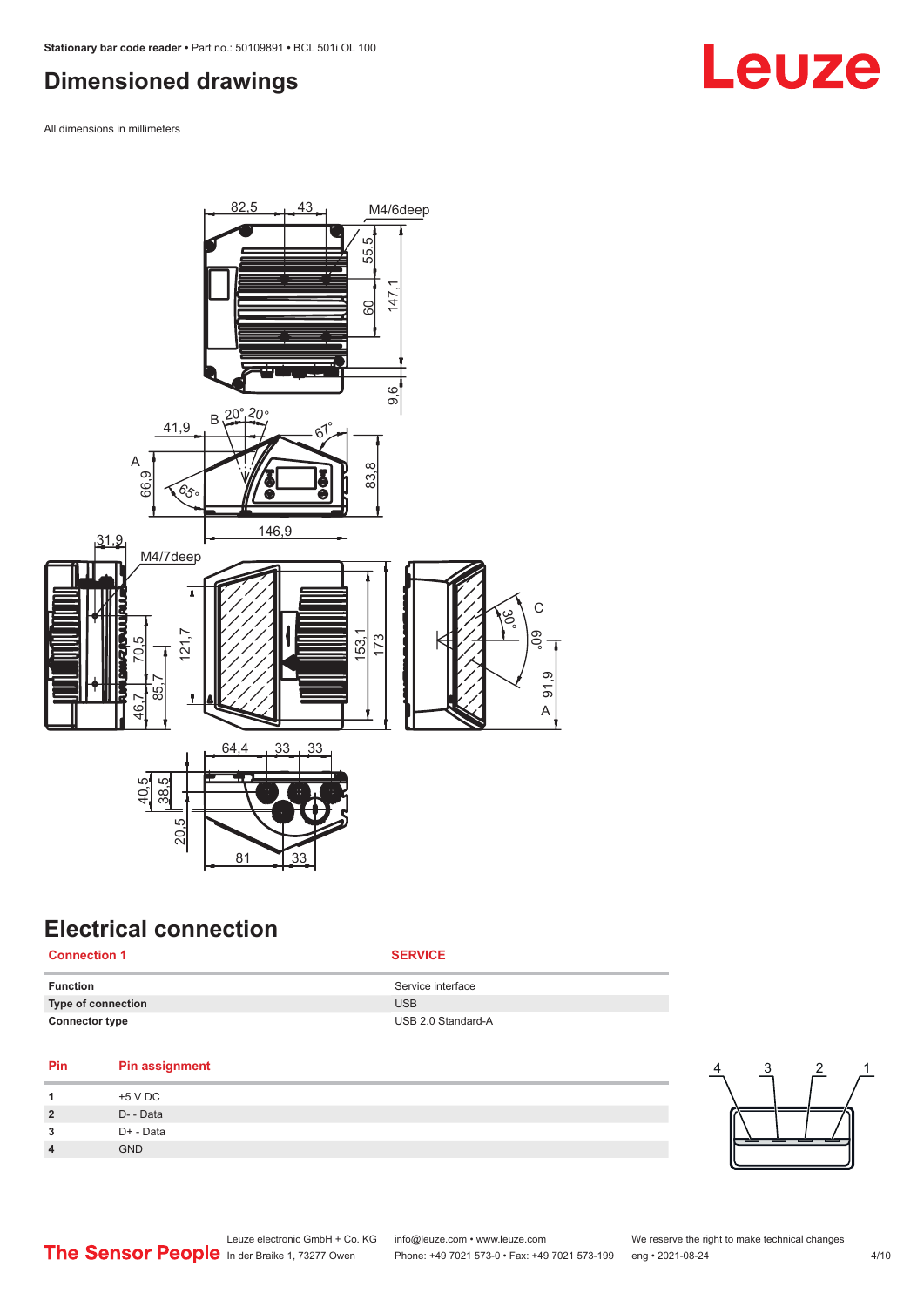# Dimensioned drawings

All dimensions in millimeters

# Electrical connection

| Connection 1 | SERVICE |
|---|---|
| **Function** | Service interface |
| **Type of connection** | USB |
| **Connector type** | USB 2.0 Standard-A |

| Pin | Pin assignment |
|---|---|
| **1** | +5 V DC |
| **2** | D- - Data |
| **3** | D+ - Data |
| **4** | GND |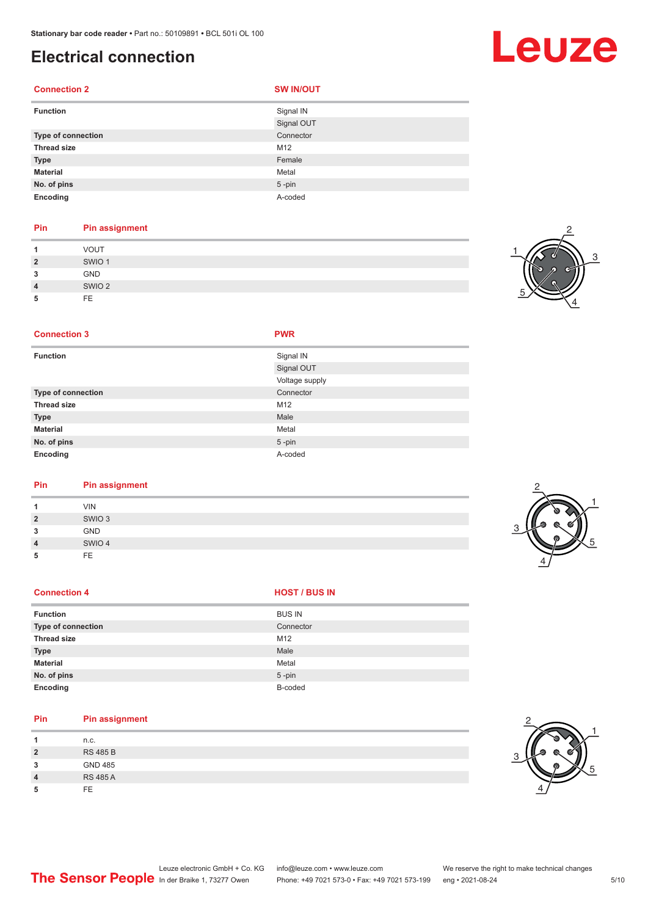# Electrical connection

| Connection 2 | SW IN/OUT |
|---|---|
| Function | Signal IN |
| | Signal OUT |
| Type of connection | Connector |
| Thread size | M12 |
| Type | Female |
| Material | Metal |
| No. of pins | 5 -pin |
| Encoding | A-coded |

| Pin | Pin assignment |
|---|---|
| 1 | VOUT |
| 2 | SWIO 1 |
| 3 | GND |
| 4 | SWIO 2 |
| 5 | FE |

| Connection 3 | PWR |
|---|---|
| Function | Signal IN |
| | Signal OUT |
| | Voltage supply |
| Type of connection | Connector |
| Thread size | M12 |
| Type | Male |
| Material | Metal |
| No. of pins | 5 -pin |
| Encoding | A-coded |

| Pin | Pin assignment |
|---|---|
| 1 | VIN |
| 2 | SWIO 3 |
| 3 | GND |
| 4 | SWIO 4 |
| 5 | FE |

| Connection 4 | HOST / BUS IN |
|---|---|
| Function | BUS IN |
| Type of connection | Connector |
| Thread size | M12 |
| Type | Male |
| Material | Metal |
| No. of pins | 5 -pin |
| Encoding | B-coded |

| Pin | Pin assignment |
|---|---|
| 1 | n.c. |
| 2 | RS 485 B |
| 3 | GND 485 |
| 4 | RS 485 A |
| 5 | FE |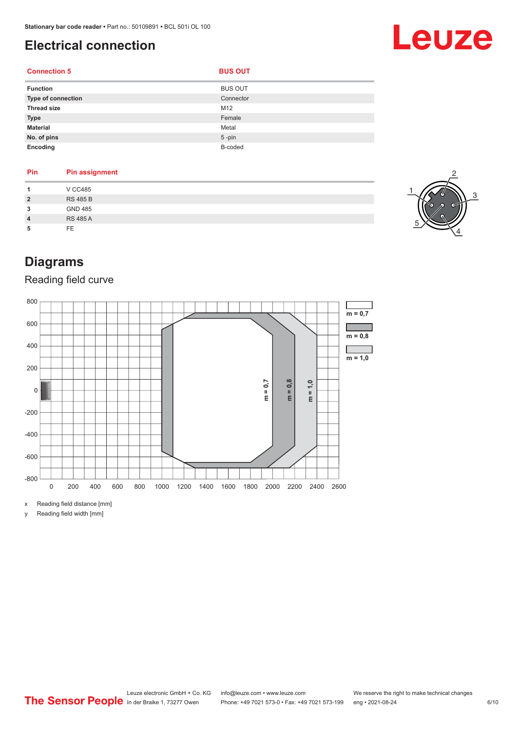# Electrical connection

| Connection 5 | BUS OUT |
|---|---|
| **Function** | BUS OUT |
| **Type of connection** | Connector |
| **Thread size** | M12 |
| **Type** | Female |
| **Material** | Metal |
| **No. of pins** | 5 -pin |
| **Encoding** | B-coded |

| Pin | Pin assignment |
|---|---|
| **1** | V CC485 |
| **2** | RS 485 B |
| **3** | GND 485 |
| **4** | RS 485 A |
| **5** | FE |

# Diagrams

## Reading field curve

x Reading field distance [mm]

y Reading field width [mm]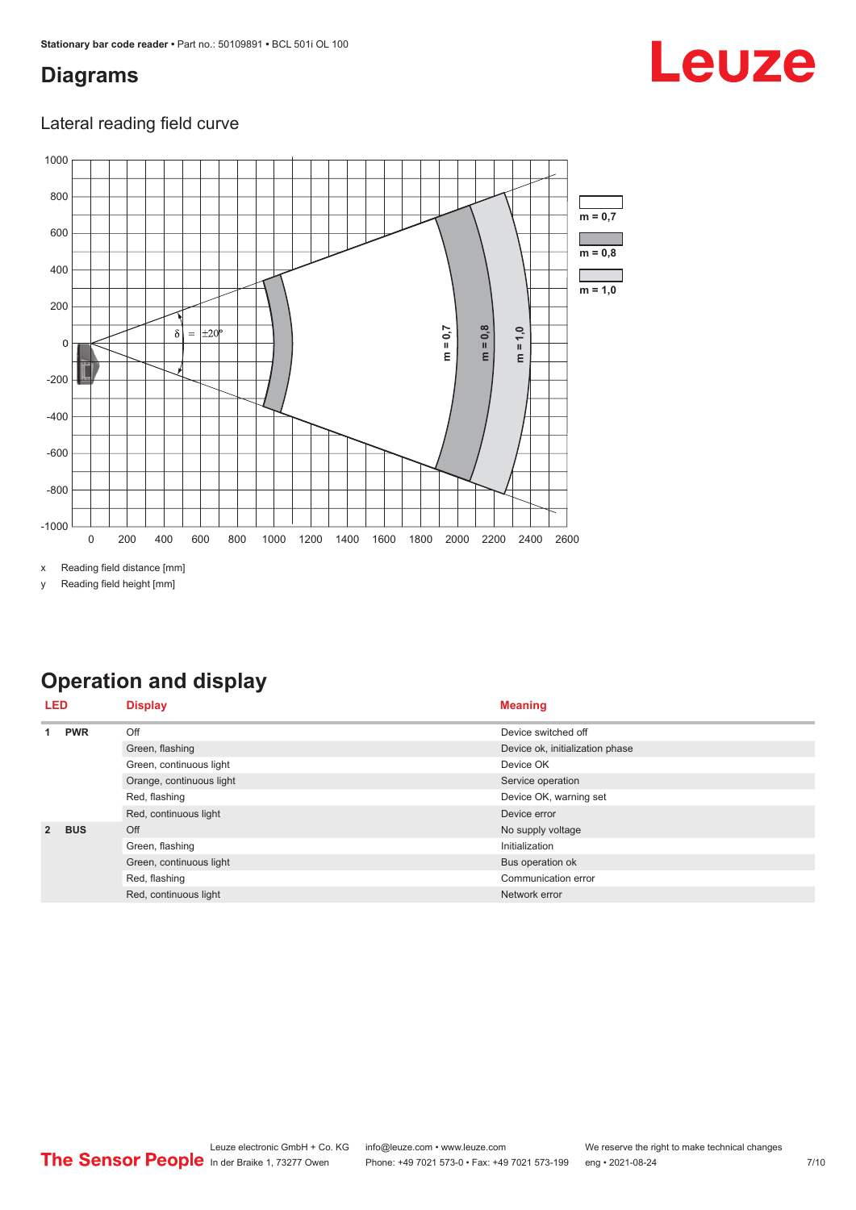# Diagrams

## Lateral reading field curve

x Reading field distance [mm]

y Reading field height [mm]

# Operation and display

| LED | | Display | Meaning |
|---|---|---|---|
| 1 | PWR | Off | Device switched off |
| | | Green, flashing | Device ok, initialization phase |
| | | Green, continuous light | Device OK |
| | | Orange, continuous light | Service operation |
| | | Red, flashing | Device OK, warning set |
| | | Red, continuous light | Device error |
| 2 | BUS | Off | No supply voltage |
| | | Green, flashing | Initialization |
| | | Green, continuous light | Bus operation ok |
| | | Red, flashing | Communication error |
| | | Red, continuous light | Network error |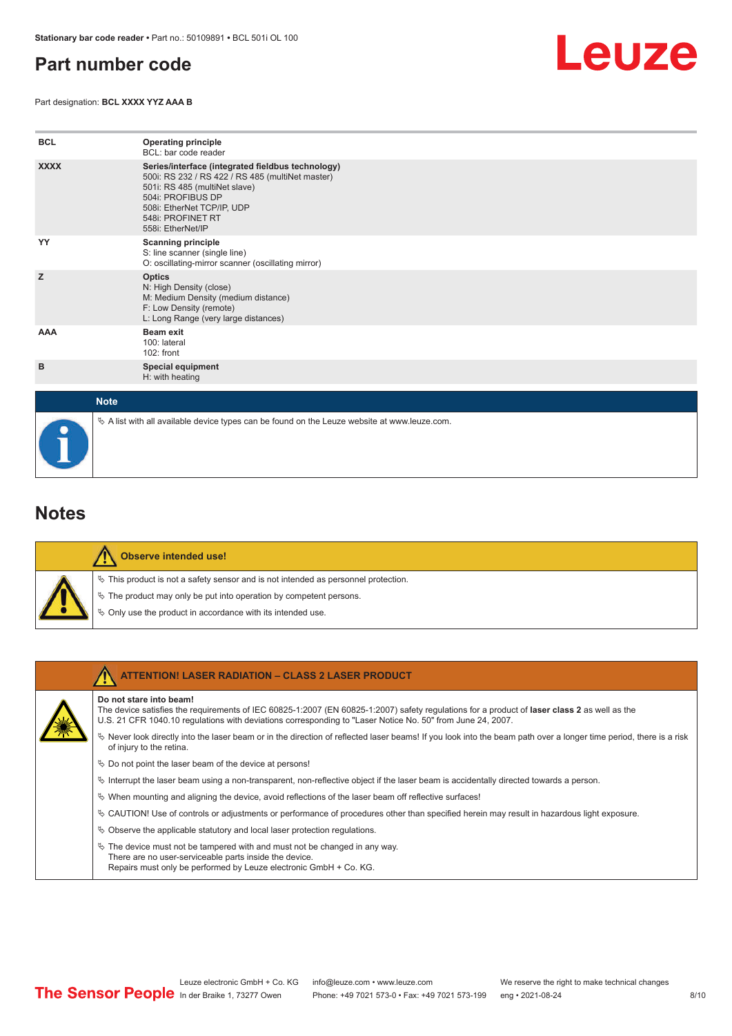# Part number code

Part designation: **BCL XXXX YYZ AAA B**

| | |
|---|---|
| **BCL** | **Operating principle**<br>BCL: bar code reader |
| **XXXX** | **Series/interface (integrated fieldbus technology)**<br>500i: RS 232 / RS 422 / RS 485 (multiNet master)<br>501i: RS 485 (multiNet slave)<br>504i: PROFIBUS DP<br>508i: EtherNet TCP/IP, UDP<br>548i: PROFINET RT<br>558i: EtherNet/IP |
| **YY** | **Scanning principle**<br>S: line scanner (single line)<br>O: oscillating-mirror scanner (oscillating mirror) |
| **Z** | **Optics**<br>N: High Density (close)<br>M: Medium Density (medium distance)<br>F: Low Density (remote)<br>L: Long Range (very large distances) |
| **AAA** | **Beam exit**<br>100: lateral<br>102: front |
| **B** | **Special equipment**<br>H: with heating |

**Note**

- A list with all available device types can be found on the Leuze website at www.leuze.com.

# Notes

**Observe intended use!**

- This product is not a safety sensor and is not intended as personnel protection.
- The product may only be put into operation by competent persons.
- Only use the product in accordance with its intended use.

**ATTENTION! LASER RADIATION – CLASS 2 LASER PRODUCT**

**Do not stare into beam!**
The device satisfies the requirements of IEC 60825-1:2007 (EN 60825-1:2007) safety regulations for a product of **laser class 2** as well as the U.S. 21 CFR 1040.10 regulations with deviations corresponding to "Laser Notice No. 50" from June 24, 2007.

- Never look directly into the laser beam or in the direction of reflected laser beams! If you look into the beam path over a longer time period, there is a risk of injury to the retina.
- Do not point the laser beam of the device at persons!
- Interrupt the laser beam using a non-transparent, non-reflective object if the laser beam is accidentally directed towards a person.
- When mounting and aligning the device, avoid reflections of the laser beam off reflective surfaces!
- CAUTION! Use of controls or adjustments or performance of procedures other than specified herein may result in hazardous light exposure.
- Observe the applicable statutory and local laser protection regulations.
- The device must not be tampered with and must not be changed in any way.
  There are no user-serviceable parts inside the device.
  Repairs must only be performed by Leuze electronic GmbH + Co. KG.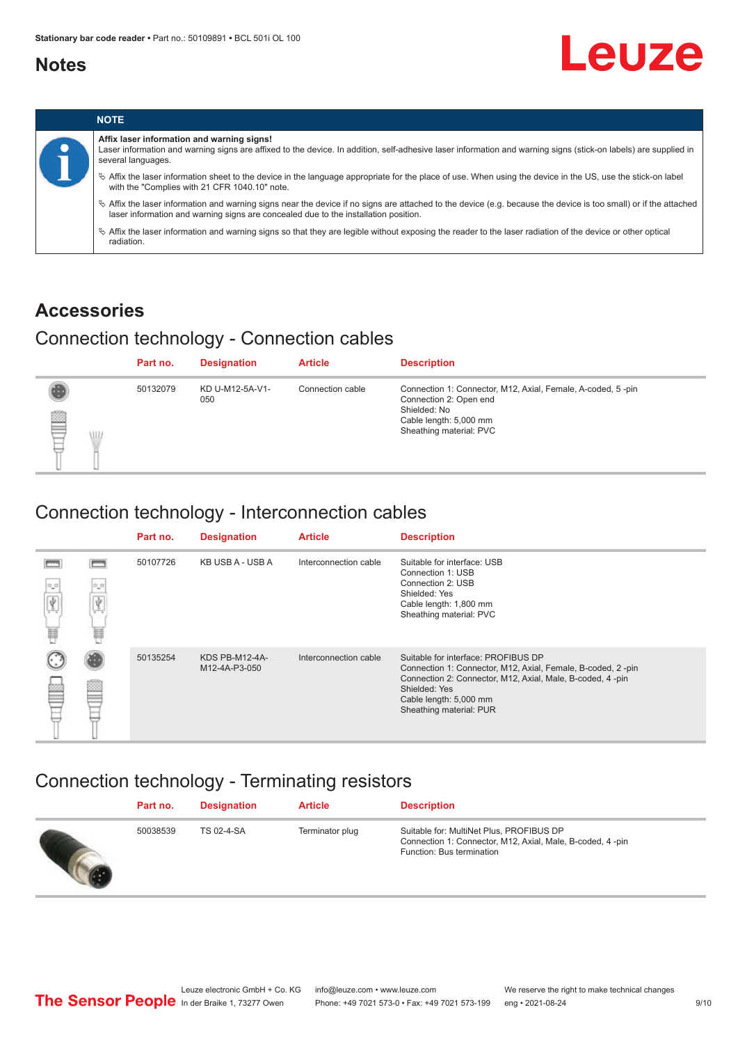# Notes

| NOTE |
|---|
| **Affix laser information and warning signs!**<br>Laser information and warning signs are affixed to the device. In addition, self-adhesive laser information and warning signs (stick-on labels) are supplied in several languages.<br>↳ Affix the laser information sheet to the device in the language appropriate for the place of use. When using the device in the US, use the stick-on label with the "Complies with 21 CFR 1040.10" note.<br>↳ Affix the laser information and warning signs near the device if no signs are attached to the device (e.g. because the device is too small) or if the attached laser information and warning signs are concealed due to the installation position.<br>↳ Affix the laser information and warning signs so that they are legible without exposing the reader to the laser radiation of the device or other optical radiation. |

## Accessories

### Connection technology - Connection cables

| Part no. | Designation | Article | Description |
|---|---|---|---|
| 50132079 | KD U-M12-5A-V1-050 | Connection cable | Connection 1: Connector, M12, Axial, Female, A-coded, 5 -pin<br>Connection 2: Open end<br>Shielded: No<br>Cable length: 5,000 mm<br>Sheathing material: PVC |

### Connection technology - Interconnection cables

| Part no. | Designation | Article | Description |
|---|---|---|---|
| 50107726 | KB USB A - USB A | Interconnection cable | Suitable for interface: USB<br>Connection 1: USB<br>Connection 2: USB<br>Shielded: Yes<br>Cable length: 1,800 mm<br>Sheathing material: PVC |
| 50135254 | KDS PB-M12-4A-M12-4A-P3-050 | Interconnection cable | Suitable for interface: PROFIBUS DP<br>Connection 1: Connector, M12, Axial, Female, B-coded, 2 -pin<br>Connection 2: Connector, M12, Axial, Male, B-coded, 4 -pin<br>Shielded: Yes<br>Cable length: 5,000 mm<br>Sheathing material: PUR |

### Connection technology - Terminating resistors

| Part no. | Designation | Article | Description |
|---|---|---|---|
| 50038539 | TS 02-4-SA | Terminator plug | Suitable for: MultiNet Plus, PROFIBUS DP<br>Connection 1: Connector, M12, Axial, Male, B-coded, 4 -pin<br>Function: Bus termination |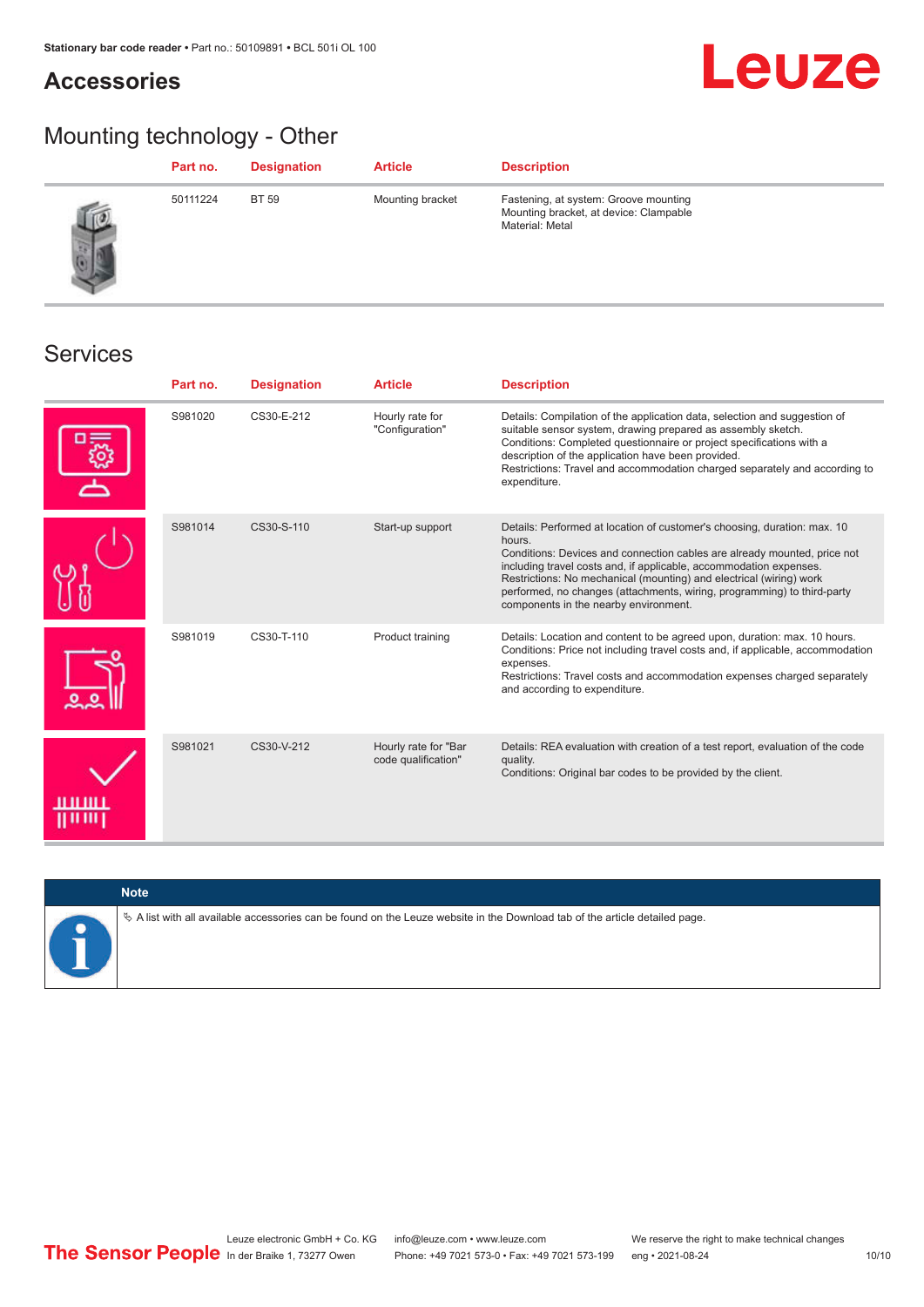## Accessories

# Mounting technology - Other

| | Part no. | Designation | Article | Description |
|---|---|---|---|---|
| | 50111224 | BT 59 | Mounting bracket | Fastening, at system: Groove mounting<br>Mounting bracket, at device: Clampable<br>Material: Metal |

# Services

| | Part no. | Designation | Article | Description |
|---|---|---|---|---|
| | S981020 | CS30-E-212 | Hourly rate for "Configuration" | Details: Compilation of the application data, selection and suggestion of suitable sensor system, drawing prepared as assembly sketch.<br>Conditions: Completed questionnaire or project specifications with a description of the application have been provided.<br>Restrictions: Travel and accommodation charged separately and according to expenditure. |
| | S981014 | CS30-S-110 | Start-up support | Details: Performed at location of customer's choosing, duration: max. 10 hours.<br>Conditions: Devices and connection cables are already mounted, price not including travel costs and, if applicable, accommodation expenses.<br>Restrictions: No mechanical (mounting) and electrical (wiring) work performed, no changes (attachments, wiring, programming) to third-party components in the nearby environment. |
| | S981019 | CS30-T-110 | Product training | Details: Location and content to be agreed upon, duration: max. 10 hours.<br>Conditions: Price not including travel costs and, if applicable, accommodation expenses.<br>Restrictions: Travel costs and accommodation expenses charged separately and according to expenditure. |
| | S981021 | CS30-V-212 | Hourly rate for "Bar code qualification" | Details: REA evaluation with creation of a test report, evaluation of the code quality.<br>Conditions: Original bar codes to be provided by the client. |

**Note**

A list with all available accessories can be found on the Leuze website in the Download tab of the article detailed page.